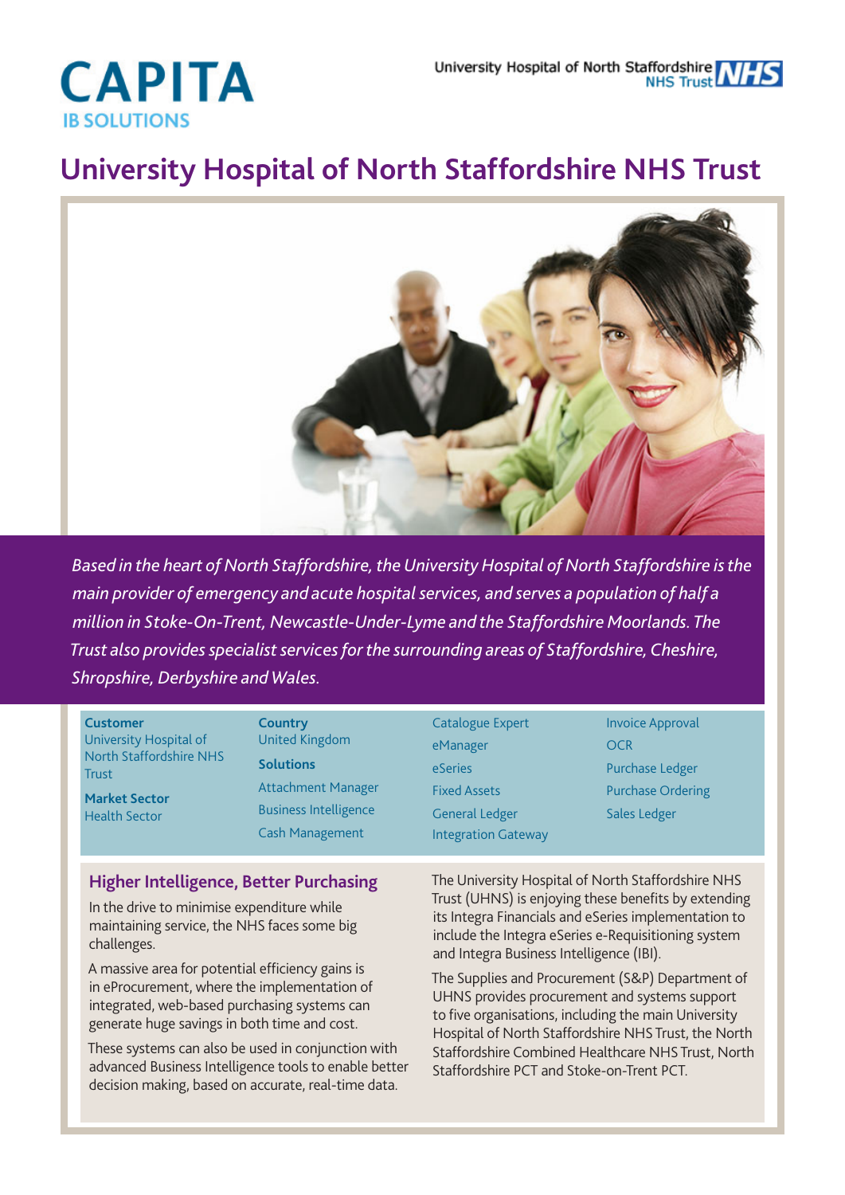CAPITA
IB SOLUTIONS

University Hospital of North Staffordshire NHS Trust

# University Hospital of North Staffordshire NHS Trust

*Based in the heart of North Staffordshire, the University Hospital of North Staffordshire is the main provider of emergency and acute hospital services, and serves a population of half a million in Stoke-On-Trent, Newcastle-Under-Lyme and the Staffordshire Moorlands. The Trust also provides specialist services for the surrounding areas of Staffordshire, Cheshire, Shropshire, Derbyshire and Wales.*

**Customer**
University Hospital of North Staffordshire NHS Trust

**Market Sector**
Health Sector

**Country**
United Kingdom

**Solutions**
Attachment Manager
Business Intelligence
Cash Management
Catalogue Expert
eManager
eSeries
Fixed Assets
General Ledger
Integration Gateway
Invoice Approval
OCR
Purchase Ledger
Purchase Ordering
Sales Ledger

## Higher Intelligence, Better Purchasing

In the drive to minimise expenditure while maintaining service, the NHS faces some big challenges.

A massive area for potential efficiency gains is in eProcurement, where the implementation of integrated, web-based purchasing systems can generate huge savings in both time and cost.

These systems can also be used in conjunction with advanced Business Intelligence tools to enable better decision making, based on accurate, real-time data.

The University Hospital of North Staffordshire NHS Trust (UHNS) is enjoying these benefits by extending its Integra Financials and eSeries implementation to include the Integra eSeries e-Requisitioning system and Integra Business Intelligence (IBI).

The Supplies and Procurement (S&P) Department of UHNS provides procurement and systems support to five organisations, including the main University Hospital of North Staffordshire NHS Trust, the North Staffordshire Combined Healthcare NHS Trust, North Staffordshire PCT and Stoke-on-Trent PCT.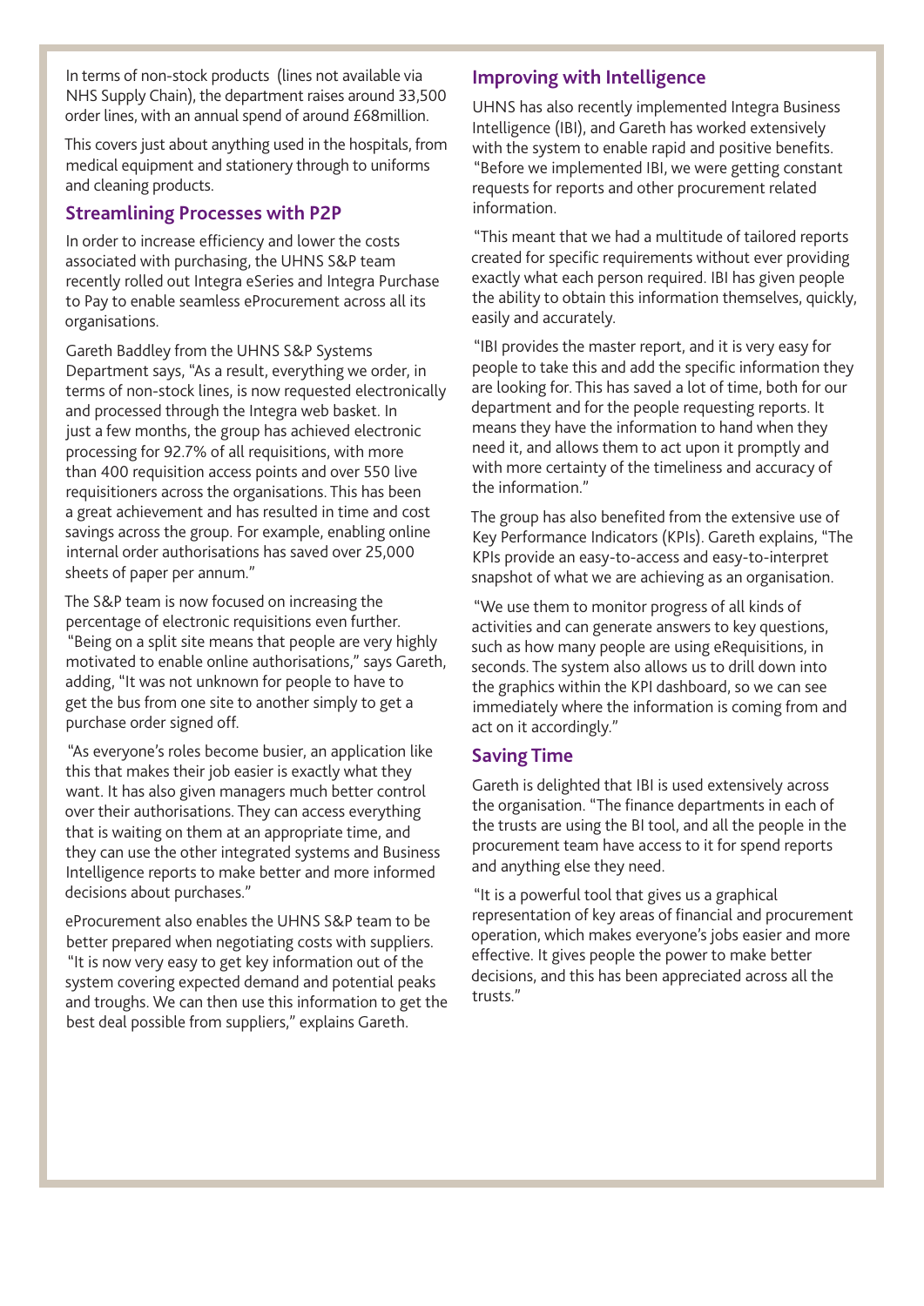In terms of non-stock products (lines not available via NHS Supply Chain), the department raises around 33,500 order lines, with an annual spend of around £68million.

This covers just about anything used in the hospitals, from medical equipment and stationery through to uniforms and cleaning products.

## Streamlining Processes with P2P

In order to increase efficiency and lower the costs associated with purchasing, the UHNS S&P team recently rolled out Integra eSeries and Integra Purchase to Pay to enable seamless eProcurement across all its organisations.

Gareth Baddley from the UHNS S&P Systems Department says, "As a result, everything we order, in terms of non-stock lines, is now requested electronically and processed through the Integra web basket. In just a few months, the group has achieved electronic processing for 92.7% of all requisitions, with more than 400 requisition access points and over 550 live requisitioners across the organisations. This has been a great achievement and has resulted in time and cost savings across the group. For example, enabling online internal order authorisations has saved over 25,000 sheets of paper per annum."

The S&P team is now focused on increasing the percentage of electronic requisitions even further. "Being on a split site means that people are very highly motivated to enable online authorisations," says Gareth, adding, "It was not unknown for people to have to get the bus from one site to another simply to get a purchase order signed off.

"As everyone's roles become busier, an application like this that makes their job easier is exactly what they want. It has also given managers much better control over their authorisations. They can access everything that is waiting on them at an appropriate time, and they can use the other integrated systems and Business Intelligence reports to make better and more informed decisions about purchases."

eProcurement also enables the UHNS S&P team to be better prepared when negotiating costs with suppliers. "It is now very easy to get key information out of the system covering expected demand and potential peaks and troughs. We can then use this information to get the best deal possible from suppliers," explains Gareth.

## Improving with Intelligence

UHNS has also recently implemented Integra Business Intelligence (IBI), and Gareth has worked extensively with the system to enable rapid and positive benefits. "Before we implemented IBI, we were getting constant requests for reports and other procurement related information.

"This meant that we had a multitude of tailored reports created for specific requirements without ever providing exactly what each person required. IBI has given people the ability to obtain this information themselves, quickly, easily and accurately.

"IBI provides the master report, and it is very easy for people to take this and add the specific information they are looking for. This has saved a lot of time, both for our department and for the people requesting reports. It means they have the information to hand when they need it, and allows them to act upon it promptly and with more certainty of the timeliness and accuracy of the information."

The group has also benefited from the extensive use of Key Performance Indicators (KPIs). Gareth explains, "The KPIs provide an easy-to-access and easy-to-interpret snapshot of what we are achieving as an organisation.

"We use them to monitor progress of all kinds of activities and can generate answers to key questions, such as how many people are using eRequisitions, in seconds. The system also allows us to drill down into the graphics within the KPI dashboard, so we can see immediately where the information is coming from and act on it accordingly."

## Saving Time

Gareth is delighted that IBI is used extensively across the organisation. "The finance departments in each of the trusts are using the BI tool, and all the people in the procurement team have access to it for spend reports and anything else they need.

"It is a powerful tool that gives us a graphical representation of key areas of financial and procurement operation, which makes everyone's jobs easier and more effective. It gives people the power to make better decisions, and this has been appreciated across all the trusts."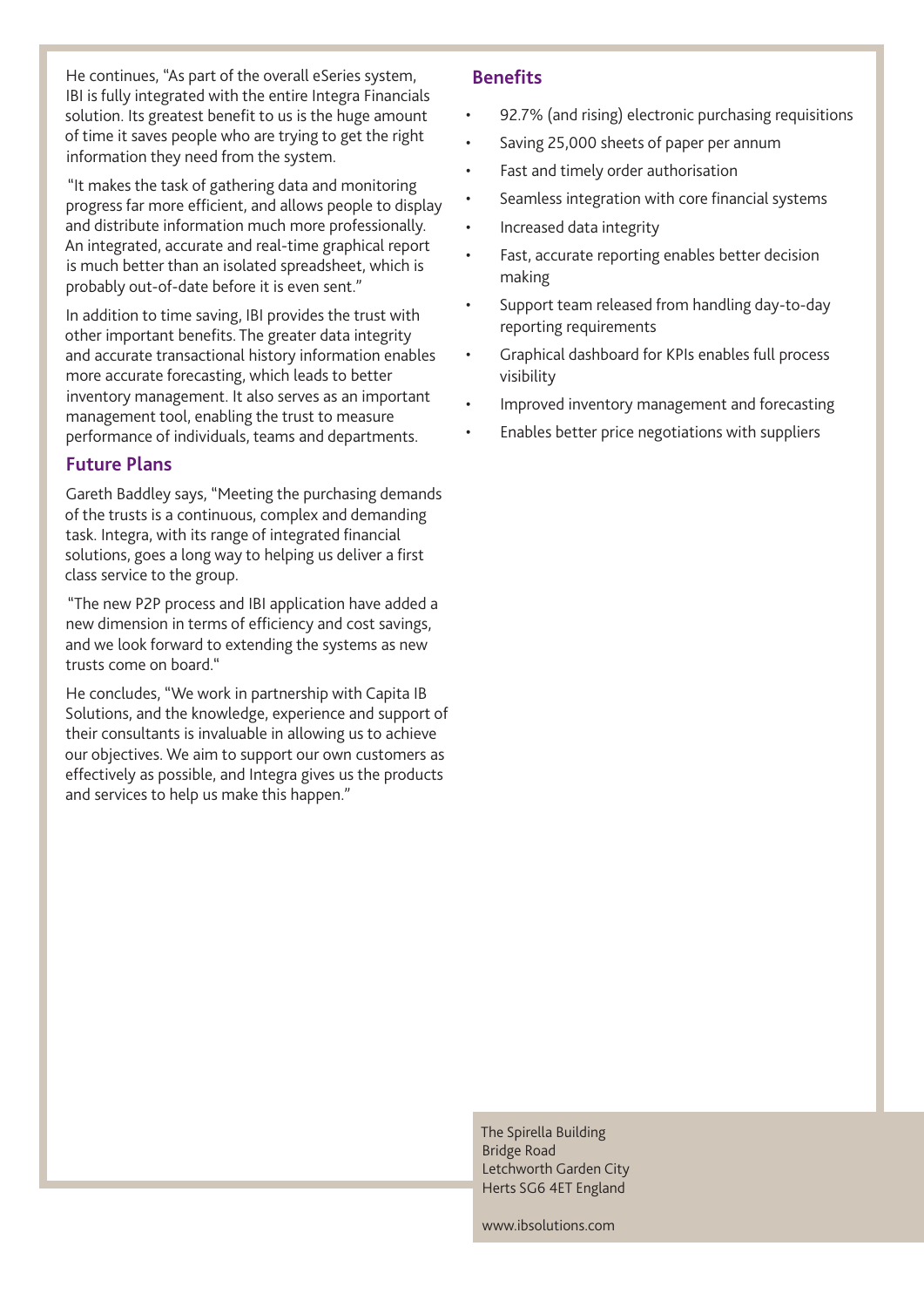He continues, "As part of the overall eSeries system, IBI is fully integrated with the entire Integra Financials solution. Its greatest benefit to us is the huge amount of time it saves people who are trying to get the right information they need from the system.

"It makes the task of gathering data and monitoring progress far more efficient, and allows people to display and distribute information much more professionally. An integrated, accurate and real-time graphical report is much better than an isolated spreadsheet, which is probably out-of-date before it is even sent."

In addition to time saving, IBI provides the trust with other important benefits. The greater data integrity and accurate transactional history information enables more accurate forecasting, which leads to better inventory management. It also serves as an important management tool, enabling the trust to measure performance of individuals, teams and departments.

## Future Plans

Gareth Baddley says, "Meeting the purchasing demands of the trusts is a continuous, complex and demanding task. Integra, with its range of integrated financial solutions, goes a long way to helping us deliver a first class service to the group.

"The new P2P process and IBI application have added a new dimension in terms of efficiency and cost savings, and we look forward to extending the systems as new trusts come on board."

He concludes, "We work in partnership with Capita IB Solutions, and the knowledge, experience and support of their consultants is invaluable in allowing us to achieve our objectives. We aim to support our own customers as effectively as possible, and Integra gives us the products and services to help us make this happen."

## Benefits

- 92.7% (and rising) electronic purchasing requisitions
- Saving 25,000 sheets of paper per annum
- Fast and timely order authorisation
- Seamless integration with core financial systems
- Increased data integrity
- Fast, accurate reporting enables better decision making
- Support team released from handling day-to-day reporting requirements
- Graphical dashboard for KPIs enables full process visibility
- Improved inventory management and forecasting
- Enables better price negotiations with suppliers

The Spirella Building
Bridge Road
Letchworth Garden City
Herts SG6 4ET England

www.ibsolutions.com